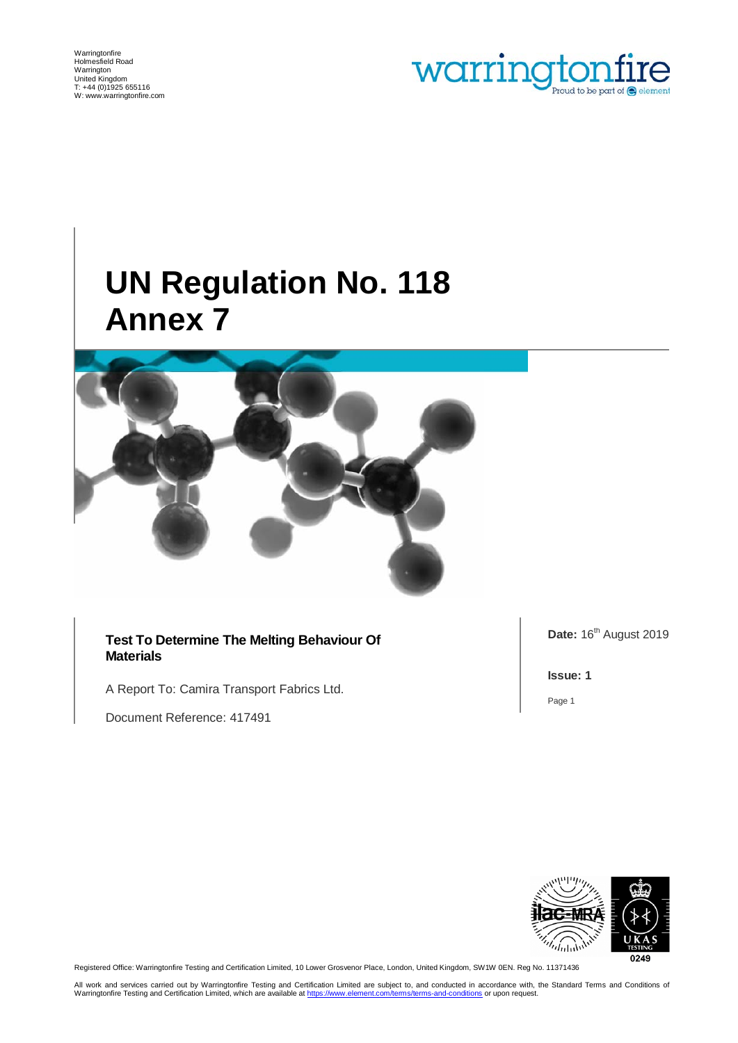Warringtonfire
Holmesfield Road
Warrington
United Kingdom
T: +44 (0)1925 655116
W: www.warringtonfire.com

warringtonfire
Proud to be part of element

# UN Regulation No. 118 Annex 7

**Test To Determine The Melting Behaviour Of Materials**

A Report To: Camira Transport Fabrics Ltd.

Document Reference: 417491

**Date:** 16th August 2019

**Issue: 1**

0249

Registered Office: Warringtonfire Testing and Certification Limited, 10 Lower Grosvenor Place, London, United Kingdom, SW1W 0EN. Reg No. 11371436

All work and services carried out by Warringtonfire Testing and Certification Limited are subject to, and conducted in accordance with, the Standard Terms and Conditions of Warringtonfire Testing and Certification Limited, which are available at https://www.element.com/terms/terms-and-conditions or upon request.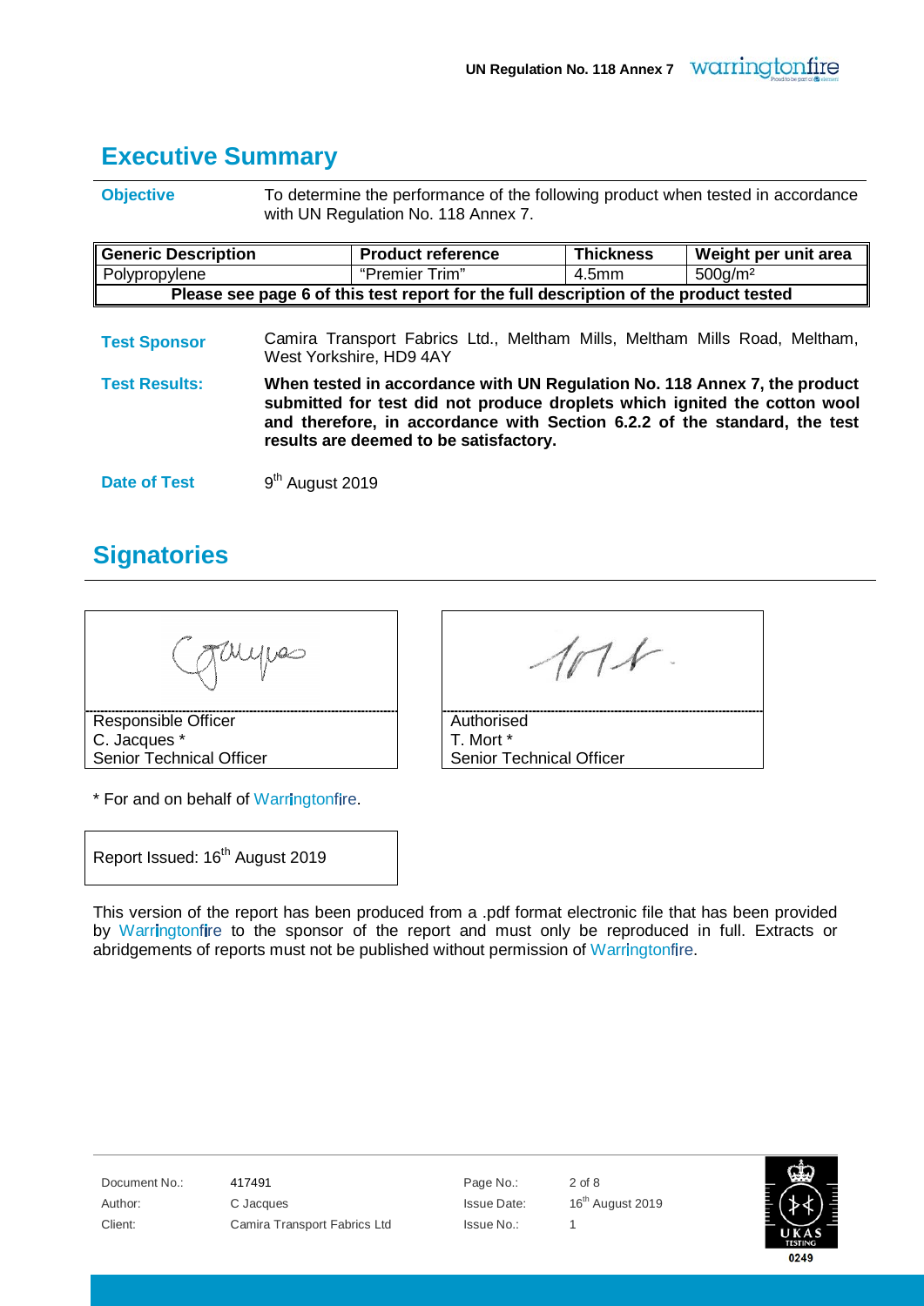## Executive Summary

**Objective** To determine the performance of the following product when tested in accordance with UN Regulation No. 118 Annex 7.

| Generic Description | Product reference | Thickness | Weight per unit area |
|---|---|---|---|
| Polypropylene | "Premier Trim" | 4.5mm | 500g/m² |
| **Please see page 6 of this test report for the full description of the product tested** | | | |

**Test Sponsor** Camira Transport Fabrics Ltd., Meltham Mills, Meltham Mills Road, Meltham, West Yorkshire, HD9 4AY

**Test Results:** **When tested in accordance with UN Regulation No. 118 Annex 7, the product submitted for test did not produce droplets which ignited the cotton wool and therefore, in accordance with Section 6.2.2 of the standard, the test results are deemed to be satisfactory.**

**Date of Test** 9th August 2019

## Signatories

Responsible Officer
C. Jacques *
Senior Technical Officer

Authorised
T. Mort *
Senior Technical Officer

* For and on behalf of Warringtonfire.

Report Issued: 16th August 2019

This version of the report has been produced from a .pdf format electronic file that has been provided by Warringtonfire to the sponsor of the report and must only be reproduced in full. Extracts or abridgements of reports must not be published without permission of Warringtonfire.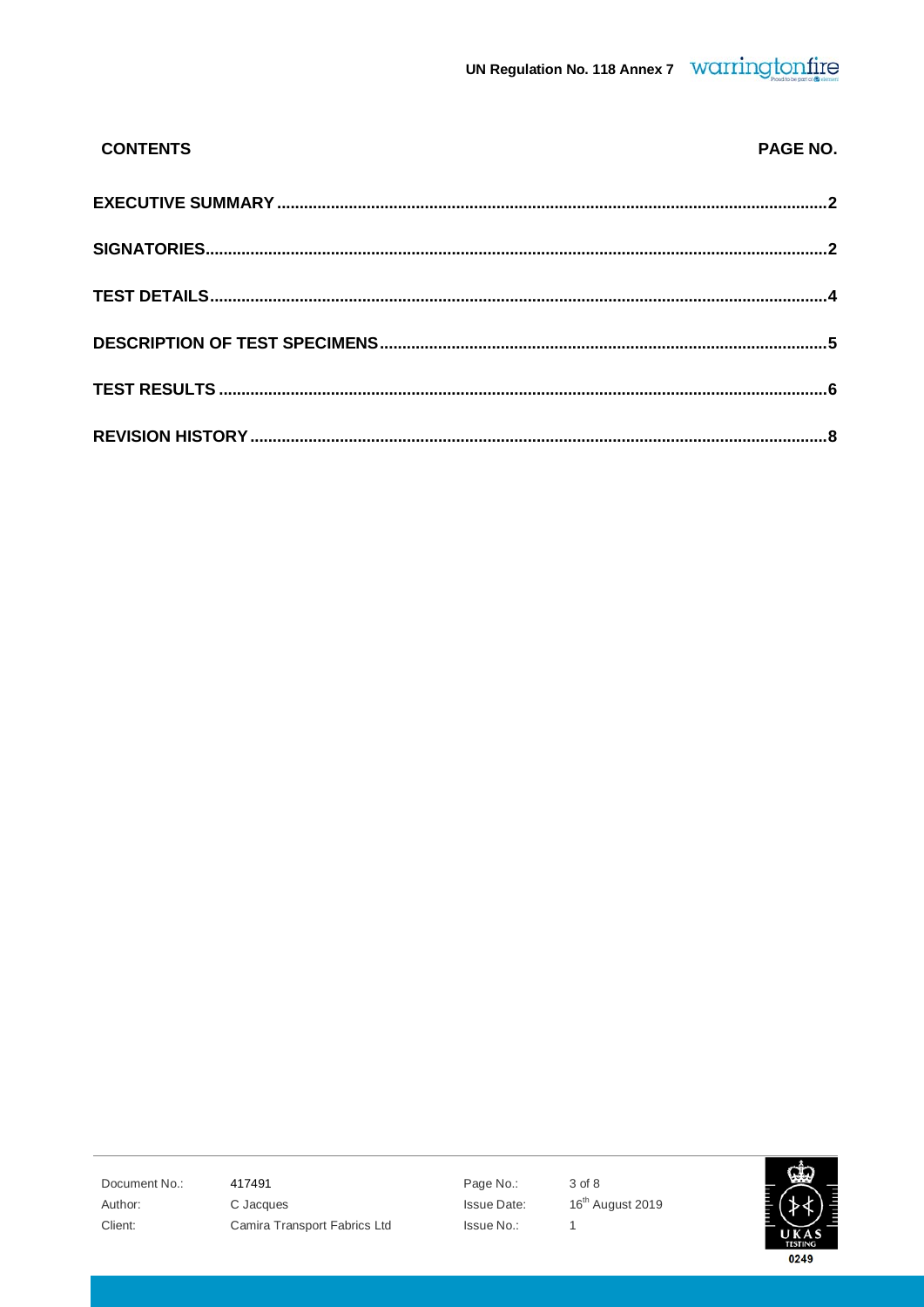| CONTENTS | PAGE NO. |
|---|---|
| **EXECUTIVE SUMMARY** | **2** |
| **SIGNATORIES** | **2** |
| **TEST DETAILS** | **4** |
| **DESCRIPTION OF TEST SPECIMENS** | **5** |
| **TEST RESULTS** | **6** |
| **REVISION HISTORY** | **8** |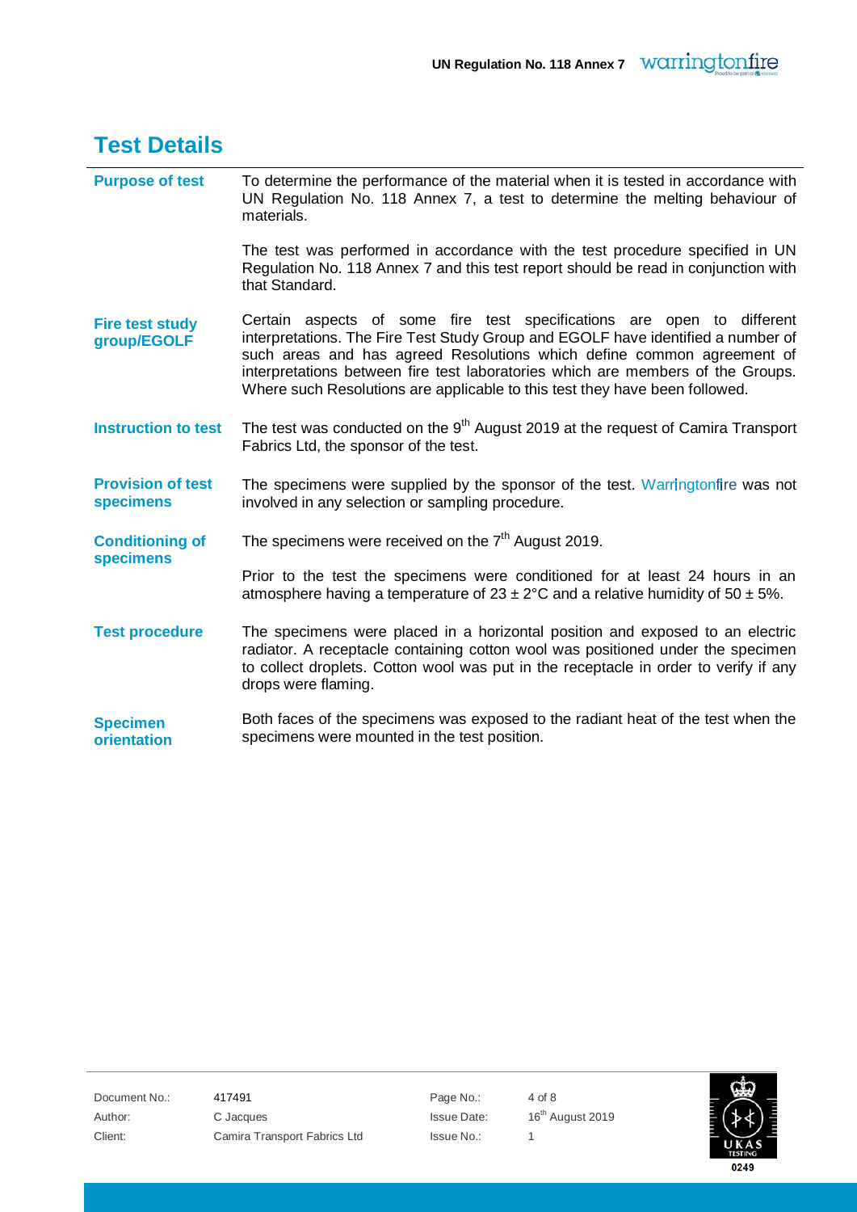## Test Details

| | |
|---|---|
| **Purpose of test** | To determine the performance of the material when it is tested in accordance with UN Regulation No. 118 Annex 7, a test to determine the melting behaviour of materials.<br><br>The test was performed in accordance with the test procedure specified in UN Regulation No. 118 Annex 7 and this test report should be read in conjunction with that Standard. |
| **Fire test study group/EGOLF** | Certain aspects of some fire test specifications are open to different interpretations. The Fire Test Study Group and EGOLF have identified a number of such areas and has agreed Resolutions which define common agreement of interpretations between fire test laboratories which are members of the Groups. Where such Resolutions are applicable to this test they have been followed. |
| **Instruction to test** | The test was conducted on the 9th August 2019 at the request of Camira Transport Fabrics Ltd, the sponsor of the test. |
| **Provision of test specimens** | The specimens were supplied by the sponsor of the test. Warringtonfire was not involved in any selection or sampling procedure. |
| **Conditioning of specimens** | The specimens were received on the 7th August 2019.<br><br>Prior to the test the specimens were conditioned for at least 24 hours in an atmosphere having a temperature of 23 ± 2°C and a relative humidity of 50 ± 5%. |
| **Test procedure** | The specimens were placed in a horizontal position and exposed to an electric radiator. A receptacle containing cotton wool was positioned under the specimen to collect droplets. Cotton wool was put in the receptacle in order to verify if any drops were flaming. |
| **Specimen orientation** | Both faces of the specimens was exposed to the radiant heat of the test when the specimens were mounted in the test position. |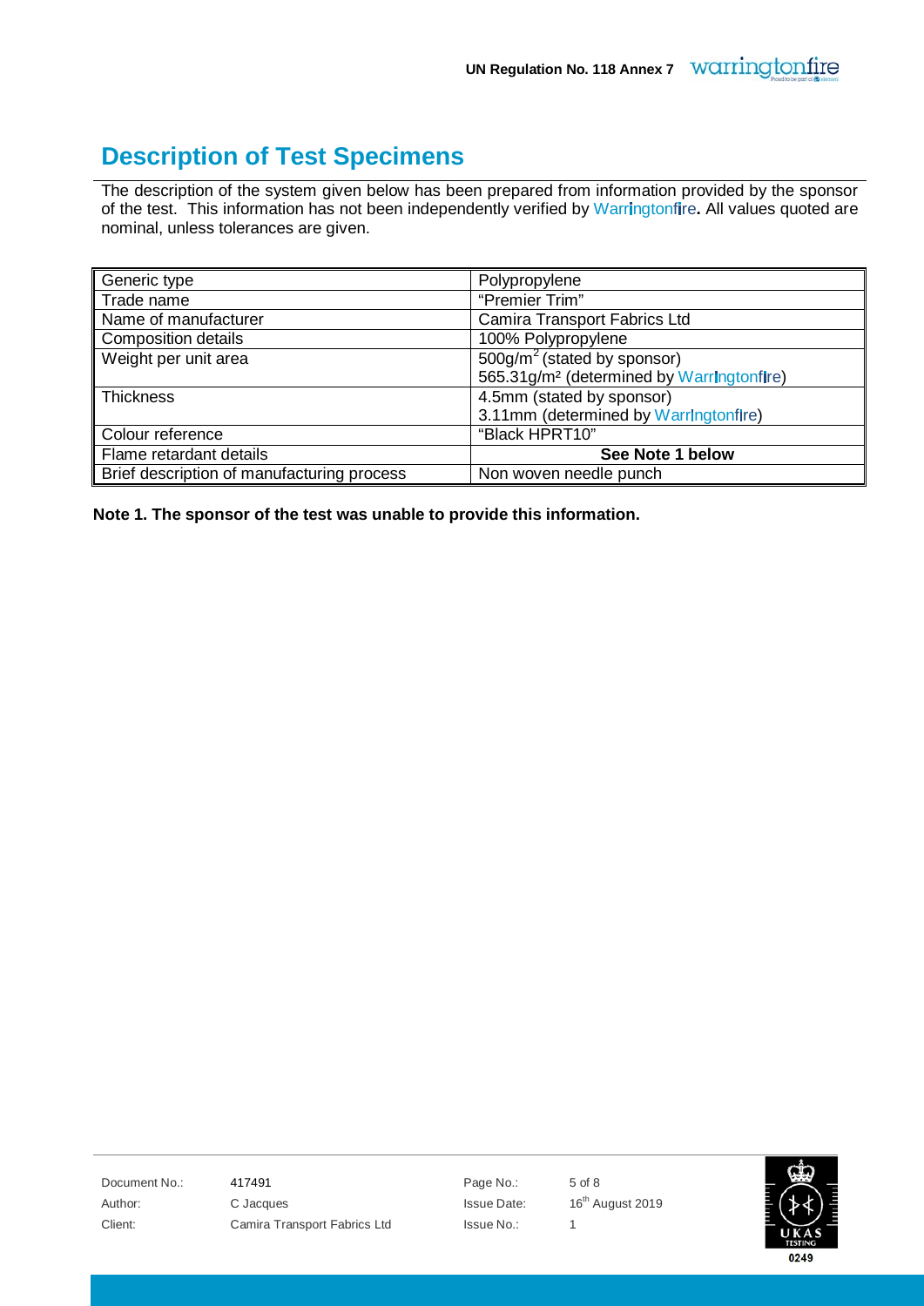## Description of Test Specimens

The description of the system given below has been prepared from information provided by the sponsor of the test. This information has not been independently verified by Warringtonfire**.** All values quoted are nominal, unless tolerances are given.

| Generic type | Polypropylene |
|---|---|
| Trade name | "Premier Trim" |
| Name of manufacturer | Camira Transport Fabrics Ltd |
| Composition details | 100% Polypropylene |
| Weight per unit area | $500g/m^2$ (stated by sponsor)<br>$565.31g/m^2$ (determined by Warringtonfire) |
| Thickness | 4.5mm (stated by sponsor)<br>3.11mm (determined by Warringtonfire) |
| Colour reference | "Black HPRT10" |
| Flame retardant details | **See Note 1 below** |
| Brief description of manufacturing process | Non woven needle punch |

**Note 1. The sponsor of the test was unable to provide this information.**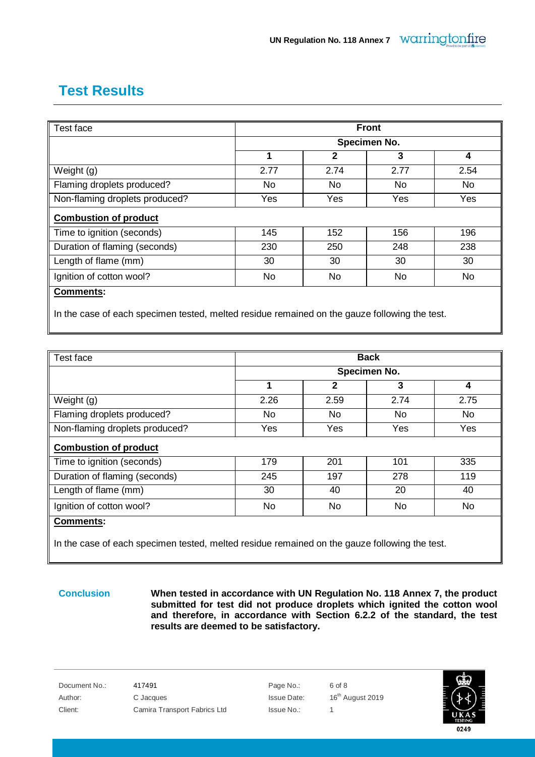# Test Results

| Test face | Front | | | |
|---|---|---|---|---|
| | Specimen No. | | | |
| | **1** | **2** | **3** | **4** |
| Weight (g) | 2.77 | 2.74 | 2.77 | 2.54 |
| Flaming droplets produced? | No | No | No | No |
| Non-flaming droplets produced? | Yes | Yes | Yes | Yes |
| **Combustion of product** | | | | |
| Time to ignition (seconds) | 145 | 152 | 156 | 196 |
| Duration of flaming (seconds) | 230 | 250 | 248 | 238 |
| Length of flame (mm) | 30 | 30 | 30 | 30 |
| Ignition of cotton wool? | No | No | No | No |

**Comments:**

In the case of each specimen tested, melted residue remained on the gauze following the test.

| Test face | Back | | | |
|---|---|---|---|---|
| | Specimen No. | | | |
| | **1** | **2** | **3** | **4** |
| Weight (g) | 2.26 | 2.59 | 2.74 | 2.75 |
| Flaming droplets produced? | No | No | No | No |
| Non-flaming droplets produced? | Yes | Yes | Yes | Yes |
| **Combustion of product** | | | | |
| Time to ignition (seconds) | 179 | 201 | 101 | 335 |
| Duration of flaming (seconds) | 245 | 197 | 278 | 119 |
| Length of flame (mm) | 30 | 40 | 20 | 40 |
| Ignition of cotton wool? | No | No | No | No |

**Comments:**

In the case of each specimen tested, melted residue remained on the gauze following the test.

**Conclusion**

**When tested in accordance with UN Regulation No. 118 Annex 7, the product submitted for test did not produce droplets which ignited the cotton wool and therefore, in accordance with Section 6.2.2 of the standard, the test results are deemed to be satisfactory.**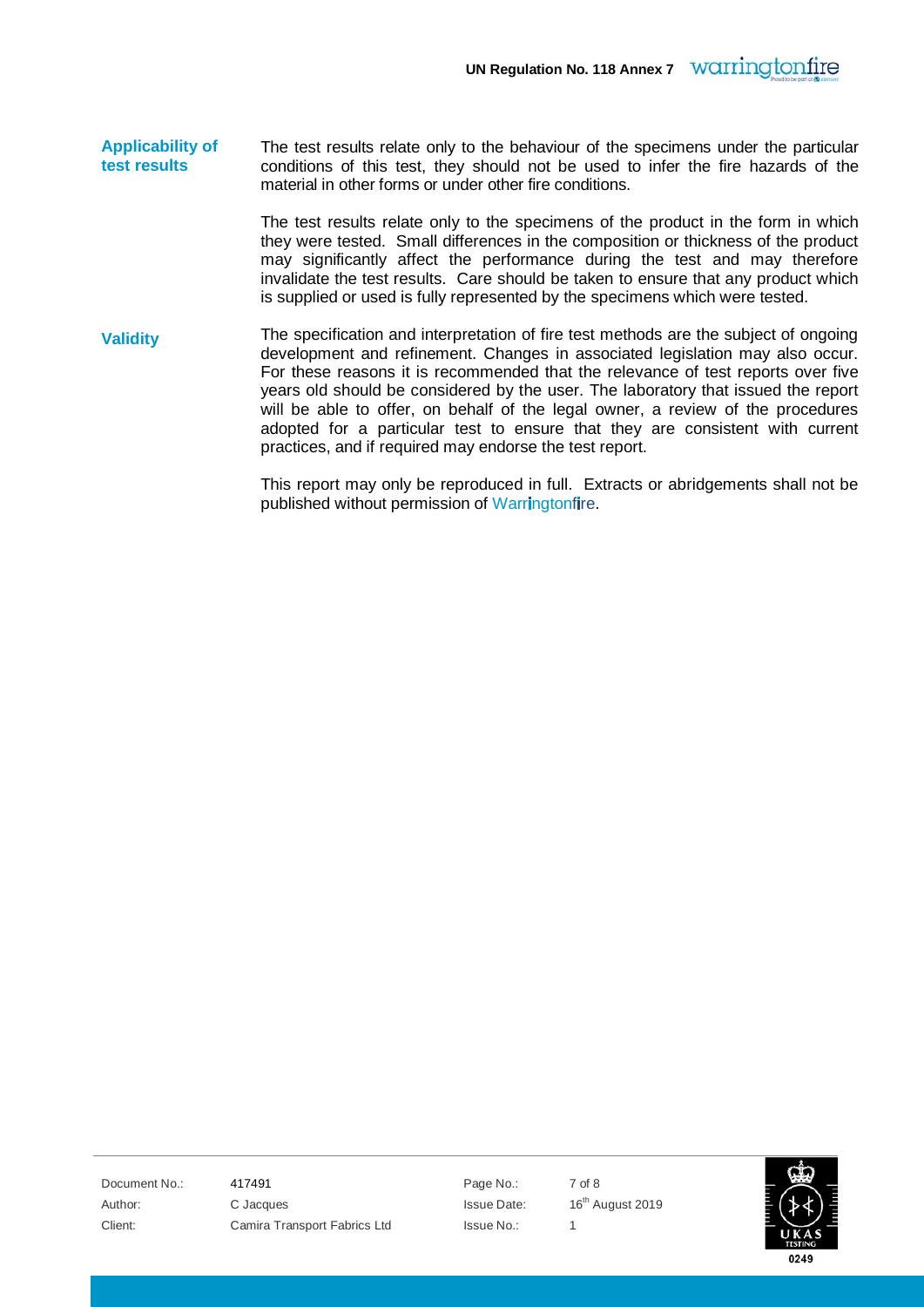**Applicability of test results**

The test results relate only to the behaviour of the specimens under the particular conditions of this test, they should not be used to infer the fire hazards of the material in other forms or under other fire conditions.

The test results relate only to the specimens of the product in the form in which they were tested. Small differences in the composition or thickness of the product may significantly affect the performance during the test and may therefore invalidate the test results. Care should be taken to ensure that any product which is supplied or used is fully represented by the specimens which were tested.

**Validity**

The specification and interpretation of fire test methods are the subject of ongoing development and refinement. Changes in associated legislation may also occur. For these reasons it is recommended that the relevance of test reports over five years old should be considered by the user. The laboratory that issued the report will be able to offer, on behalf of the legal owner, a review of the procedures adopted for a particular test to ensure that they are consistent with current practices, and if required may endorse the test report.

This report may only be reproduced in full. Extracts or abridgements shall not be published without permission of Warringtonfire.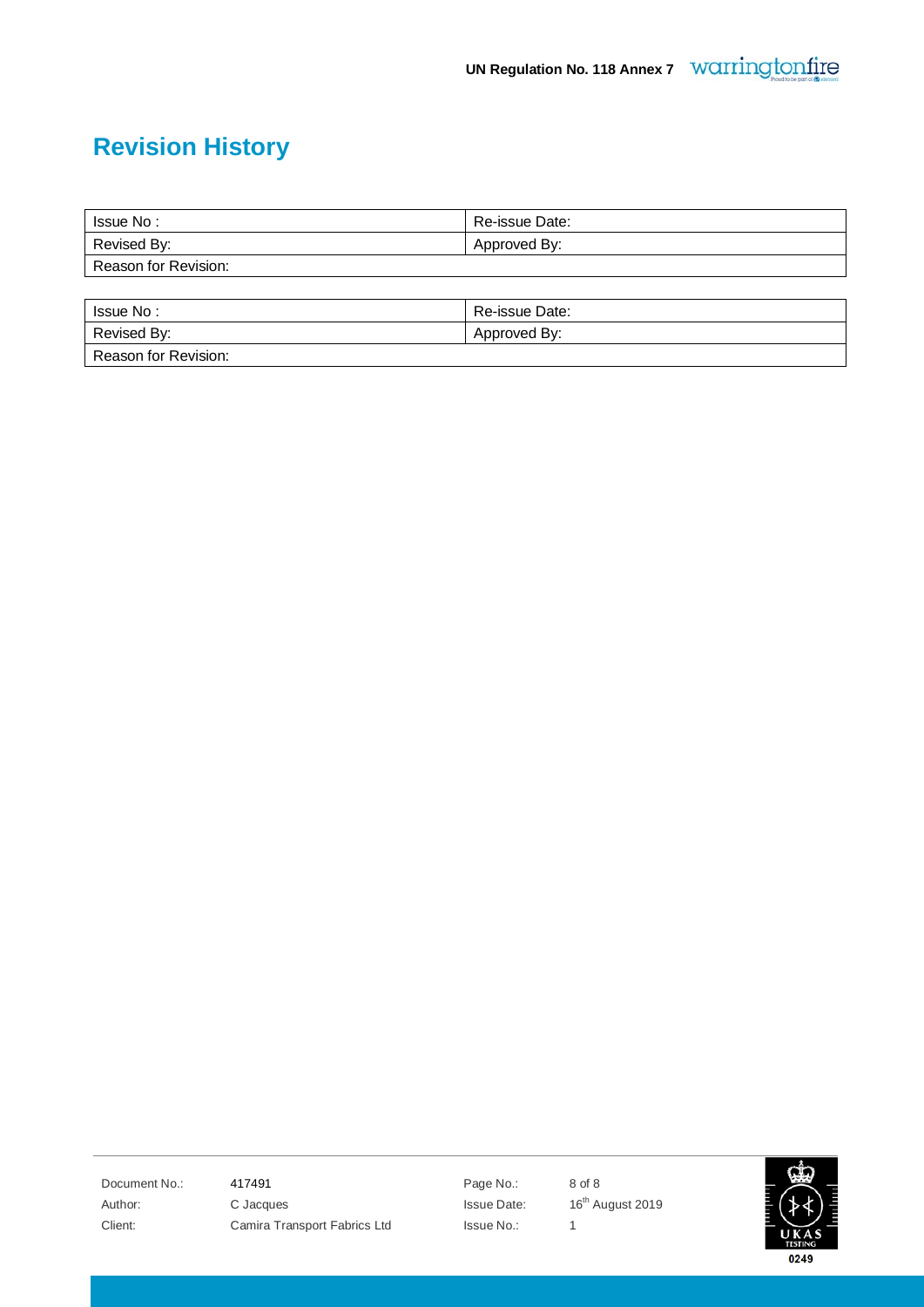# Revision History

| | |
|---|---|
| Issue No : | Re-issue Date: |
| Revised By: | Approved By: |
| Reason for Revision: | |

| | |
|---|---|
| Issue No : | Re-issue Date: |
| Revised By: | Approved By: |
| Reason for Revision: | |